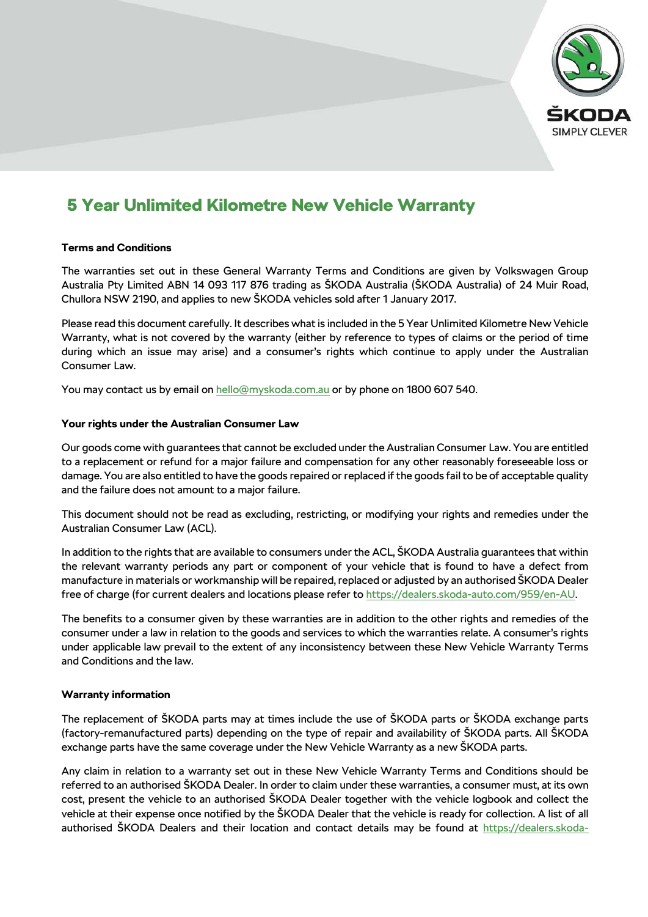# 5 Year Unlimited Kilometre New Vehicle Warranty

**Terms and Conditions**

The warranties set out in these General Warranty Terms and Conditions are given by Volkswagen Group Australia Pty Limited ABN 14 093 117 876 trading as ŠKODA Australia (ŠKODA Australia) of 24 Muir Road, Chullora NSW 2190, and applies to new ŠKODA vehicles sold after 1 January 2017.

Please read this document carefully. It describes what is included in the 5 Year Unlimited Kilometre New Vehicle Warranty, what is not covered by the warranty (either by reference to types of claims or the period of time during which an issue may arise) and a consumer's rights which continue to apply under the Australian Consumer Law.

You may contact us by email on hello@myskoda.com.au or by phone on 1800 607 540.

**Your rights under the Australian Consumer Law**

Our goods come with guarantees that cannot be excluded under the Australian Consumer Law. You are entitled to a replacement or refund for a major failure and compensation for any other reasonably foreseeable loss or damage. You are also entitled to have the goods repaired or replaced if the goods fail to be of acceptable quality and the failure does not amount to a major failure.

This document should not be read as excluding, restricting, or modifying your rights and remedies under the Australian Consumer Law (ACL).

In addition to the rights that are available to consumers under the ACL, ŠKODA Australia guarantees that within the relevant warranty periods any part or component of your vehicle that is found to have a defect from manufacture in materials or workmanship will be repaired, replaced or adjusted by an authorised ŠKODA Dealer free of charge (for current dealers and locations please refer to https://dealers.skoda-auto.com/959/en-AU.

The benefits to a consumer given by these warranties are in addition to the other rights and remedies of the consumer under a law in relation to the goods and services to which the warranties relate. A consumer's rights under applicable law prevail to the extent of any inconsistency between these New Vehicle Warranty Terms and Conditions and the law.

**Warranty information**

The replacement of ŠKODA parts may at times include the use of ŠKODA parts or ŠKODA exchange parts (factory-remanufactured parts) depending on the type of repair and availability of ŠKODA parts. All ŠKODA exchange parts have the same coverage under the New Vehicle Warranty as a new ŠKODA parts.

Any claim in relation to a warranty set out in these New Vehicle Warranty Terms and Conditions should be referred to an authorised ŠKODA Dealer. In order to claim under these warranties, a consumer must, at its own cost, present the vehicle to an authorised ŠKODA Dealer together with the vehicle logbook and collect the vehicle at their expense once notified by the ŠKODA Dealer that the vehicle is ready for collection. A list of all authorised ŠKODA Dealers and their location and contact details may be found at https://dealers.skoda-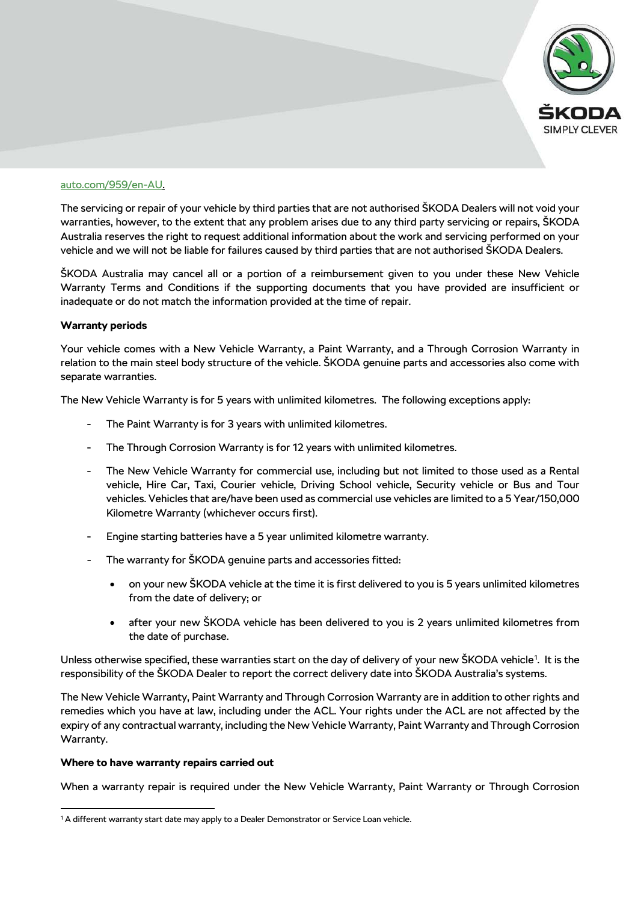auto.com/959/en-AU.

The servicing or repair of your vehicle by third parties that are not authorised ŠKODA Dealers will not void your warranties, however, to the extent that any problem arises due to any third party servicing or repairs, ŠKODA Australia reserves the right to request additional information about the work and servicing performed on your vehicle and we will not be liable for failures caused by third parties that are not authorised ŠKODA Dealers.

ŠKODA Australia may cancel all or a portion of a reimbursement given to you under these New Vehicle Warranty Terms and Conditions if the supporting documents that you have provided are insufficient or inadequate or do not match the information provided at the time of repair.

**Warranty periods**

Your vehicle comes with a New Vehicle Warranty, a Paint Warranty, and a Through Corrosion Warranty in relation to the main steel body structure of the vehicle. ŠKODA genuine parts and accessories also come with separate warranties.

The New Vehicle Warranty is for 5 years with unlimited kilometres. The following exceptions apply:

- The Paint Warranty is for 3 years with unlimited kilometres.
- The Through Corrosion Warranty is for 12 years with unlimited kilometres.
- The New Vehicle Warranty for commercial use, including but not limited to those used as a Rental vehicle, Hire Car, Taxi, Courier vehicle, Driving School vehicle, Security vehicle or Bus and Tour vehicles. Vehicles that are/have been used as commercial use vehicles are limited to a 5 Year/150,000 Kilometre Warranty (whichever occurs first).
- Engine starting batteries have a 5 year unlimited kilometre warranty.
- The warranty for ŠKODA genuine parts and accessories fitted:
  - on your new ŠKODA vehicle at the time it is first delivered to you is 5 years unlimited kilometres from the date of delivery; or
  - after your new ŠKODA vehicle has been delivered to you is 2 years unlimited kilometres from the date of purchase.

Unless otherwise specified, these warranties start on the day of delivery of your new ŠKODA vehicle[1]. It is the responsibility of the ŠKODA Dealer to report the correct delivery date into ŠKODA Australia's systems.

The New Vehicle Warranty, Paint Warranty and Through Corrosion Warranty are in addition to other rights and remedies which you have at law, including under the ACL. Your rights under the ACL are not affected by the expiry of any contractual warranty, including the New Vehicle Warranty, Paint Warranty and Through Corrosion Warranty.

**Where to have warranty repairs carried out**

When a warranty repair is required under the New Vehicle Warranty, Paint Warranty or Through Corrosion

[1] A different warranty start date may apply to a Dealer Demonstrator or Service Loan vehicle.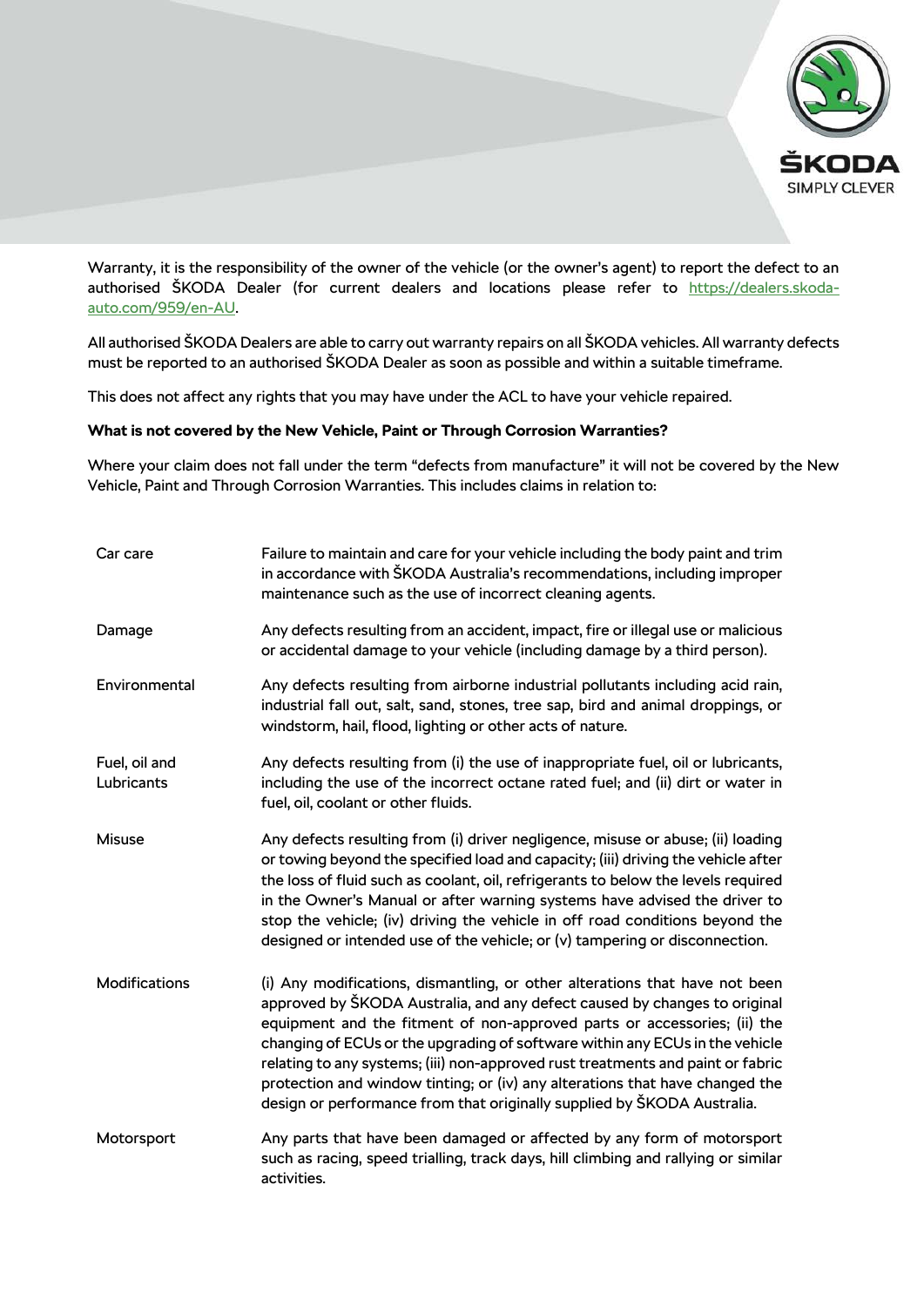Warranty, it is the responsibility of the owner of the vehicle (or the owner's agent) to report the defect to an authorised ŠKODA Dealer (for current dealers and locations please refer to [https://dealers.skoda-auto.com/959/en-AU](https://dealers.skoda-auto.com/959/en-AU).

All authorised ŠKODA Dealers are able to carry out warranty repairs on all ŠKODA vehicles. All warranty defects must be reported to an authorised ŠKODA Dealer as soon as possible and within a suitable timeframe.

This does not affect any rights that you may have under the ACL to have your vehicle repaired.

**What is not covered by the New Vehicle, Paint or Through Corrosion Warranties?**

Where your claim does not fall under the term "defects from manufacture" it will not be covered by the New Vehicle, Paint and Through Corrosion Warranties. This includes claims in relation to:

| | |
|---|---|
| Car care | Failure to maintain and care for your vehicle including the body paint and trim in accordance with ŠKODA Australia's recommendations, including improper maintenance such as the use of incorrect cleaning agents. |
| Damage | Any defects resulting from an accident, impact, fire or illegal use or malicious or accidental damage to your vehicle (including damage by a third person). |
| Environmental | Any defects resulting from airborne industrial pollutants including acid rain, industrial fall out, salt, sand, stones, tree sap, bird and animal droppings, or windstorm, hail, flood, lighting or other acts of nature. |
| Fuel, oil and Lubricants | Any defects resulting from (i) the use of inappropriate fuel, oil or lubricants, including the use of the incorrect octane rated fuel; and (ii) dirt or water in fuel, oil, coolant or other fluids. |
| Misuse | Any defects resulting from (i) driver negligence, misuse or abuse; (ii) loading or towing beyond the specified load and capacity; (iii) driving the vehicle after the loss of fluid such as coolant, oil, refrigerants to below the levels required in the Owner's Manual or after warning systems have advised the driver to stop the vehicle; (iv) driving the vehicle in off road conditions beyond the designed or intended use of the vehicle; or (v) tampering or disconnection. |
| Modifications | (i) Any modifications, dismantling, or other alterations that have not been approved by ŠKODA Australia, and any defect caused by changes to original equipment and the fitment of non-approved parts or accessories; (ii) the changing of ECUs or the upgrading of software within any ECUs in the vehicle relating to any systems; (iii) non-approved rust treatments and paint or fabric protection and window tinting; or (iv) any alterations that have changed the design or performance from that originally supplied by ŠKODA Australia. |
| Motorsport | Any parts that have been damaged or affected by any form of motorsport such as racing, speed trialling, track days, hill climbing and rallying or similar activities. |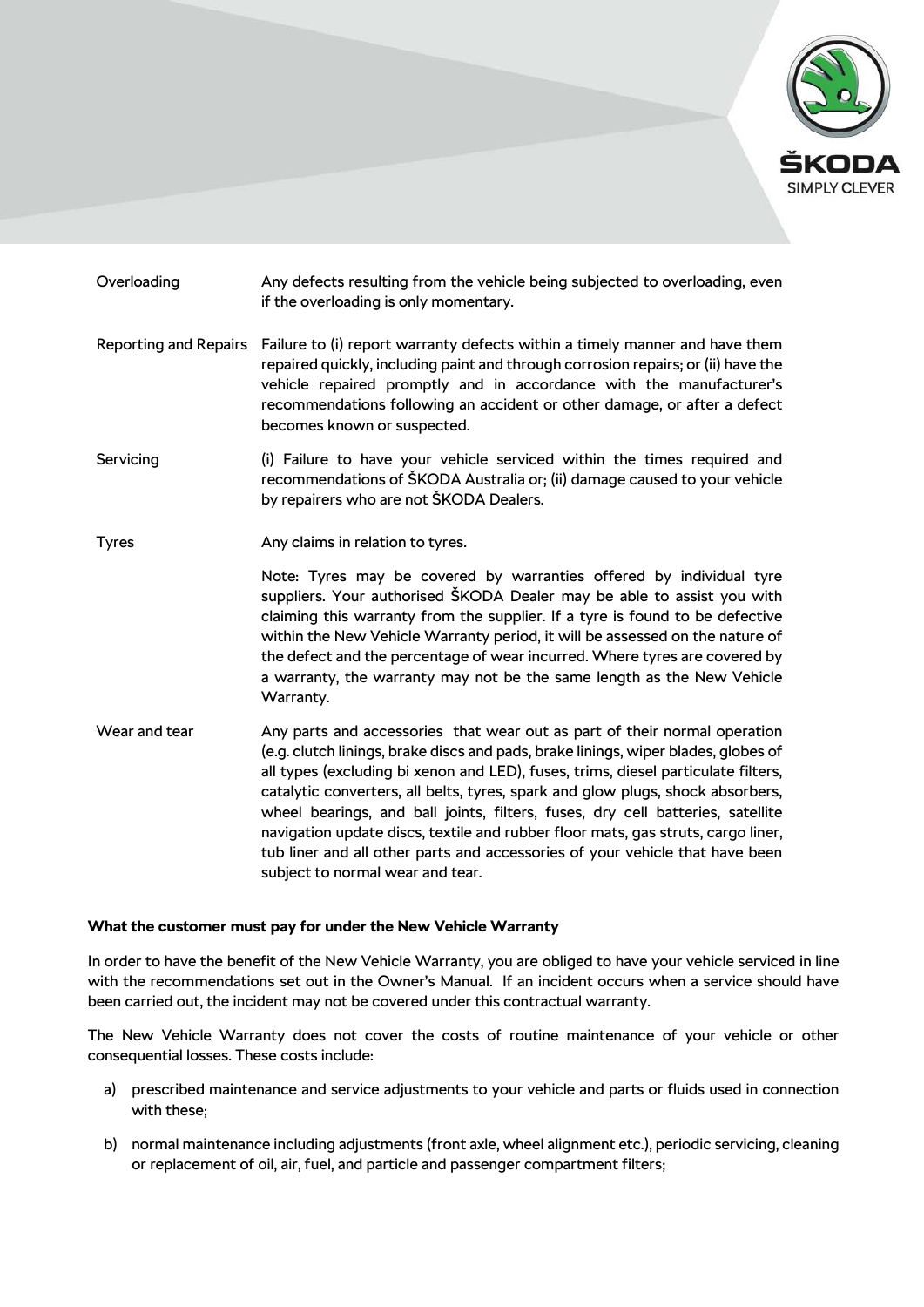| | |
|---|---|
| Overloading | Any defects resulting from the vehicle being subjected to overloading, even if the overloading is only momentary. |
| Reporting and Repairs | Failure to (i) report warranty defects within a timely manner and have them repaired quickly, including paint and through corrosion repairs; or (ii) have the vehicle repaired promptly and in accordance with the manufacturer's recommendations following an accident or other damage, or after a defect becomes known or suspected. |
| Servicing | (i) Failure to have your vehicle serviced within the times required and recommendations of ŠKODA Australia or; (ii) damage caused to your vehicle by repairers who are not ŠKODA Dealers. |
| Tyres | Any claims in relation to tyres.<br><br>Note: Tyres may be covered by warranties offered by individual tyre suppliers. Your authorised ŠKODA Dealer may be able to assist you with claiming this warranty from the supplier. If a tyre is found to be defective within the New Vehicle Warranty period, it will be assessed on the nature of the defect and the percentage of wear incurred. Where tyres are covered by a warranty, the warranty may not be the same length as the New Vehicle Warranty. |
| Wear and tear | Any parts and accessories that wear out as part of their normal operation (e.g. clutch linings, brake discs and pads, brake linings, wiper blades, globes of all types (excluding bi xenon and LED), fuses, trims, diesel particulate filters, catalytic converters, all belts, tyres, spark and glow plugs, shock absorbers, wheel bearings, and ball joints, filters, fuses, dry cell batteries, satellite navigation update discs, textile and rubber floor mats, gas struts, cargo liner, tub liner and all other parts and accessories of your vehicle that have been subject to normal wear and tear. |

**What the customer must pay for under the New Vehicle Warranty**

In order to have the benefit of the New Vehicle Warranty, you are obliged to have your vehicle serviced in line with the recommendations set out in the Owner's Manual. If an incident occurs when a service should have been carried out, the incident may not be covered under this contractual warranty.

The New Vehicle Warranty does not cover the costs of routine maintenance of your vehicle or other consequential losses. These costs include:

a) prescribed maintenance and service adjustments to your vehicle and parts or fluids used in connection with these;

b) normal maintenance including adjustments (front axle, wheel alignment etc.), periodic servicing, cleaning or replacement of oil, air, fuel, and particle and passenger compartment filters;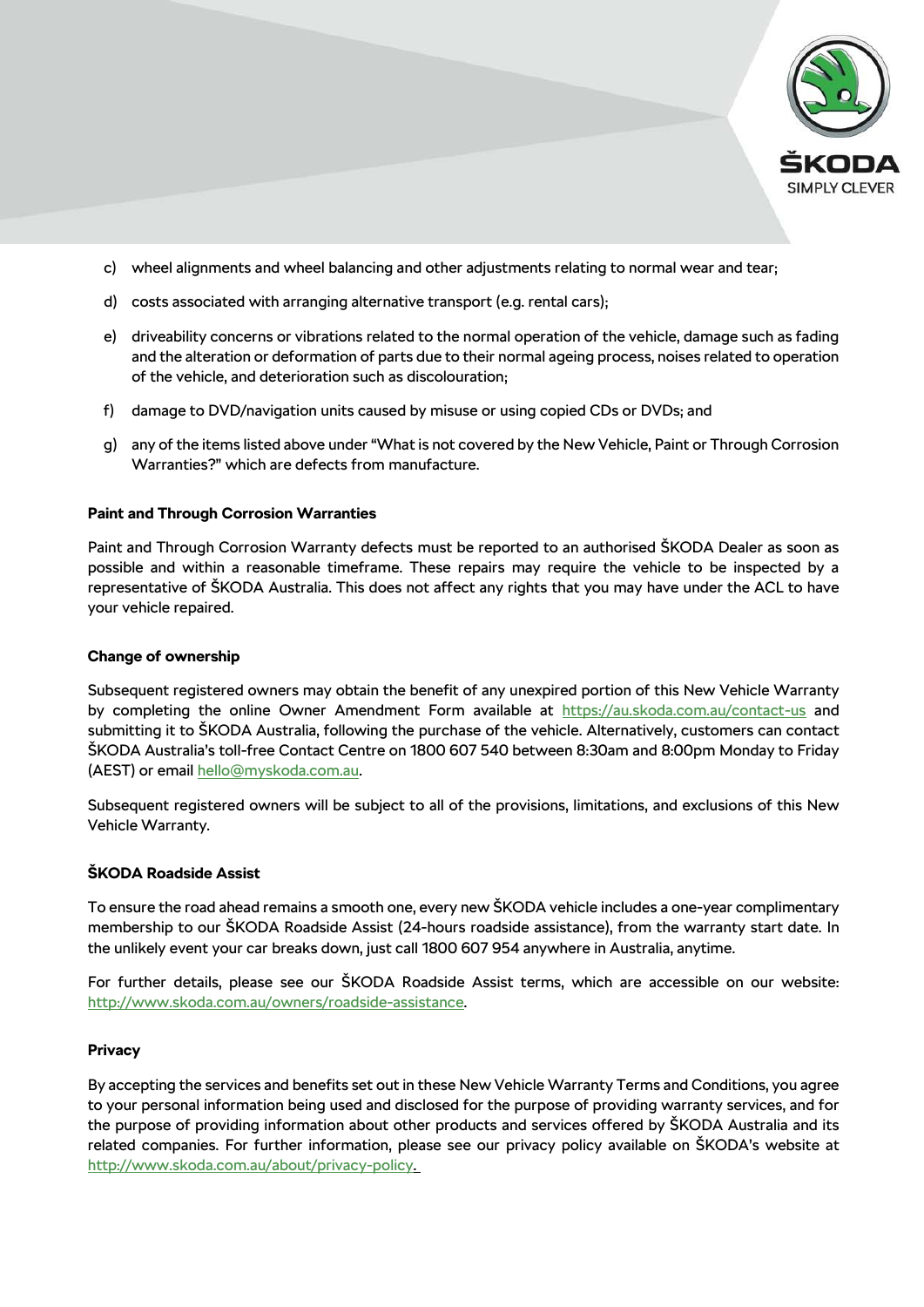c) wheel alignments and wheel balancing and other adjustments relating to normal wear and tear;

d) costs associated with arranging alternative transport (e.g. rental cars);

e) driveability concerns or vibrations related to the normal operation of the vehicle, damage such as fading and the alteration or deformation of parts due to their normal ageing process, noises related to operation of the vehicle, and deterioration such as discolouration;

f) damage to DVD/navigation units caused by misuse or using copied CDs or DVDs; and

g) any of the items listed above under "What is not covered by the New Vehicle, Paint or Through Corrosion Warranties?" which are defects from manufacture.

**Paint and Through Corrosion Warranties**

Paint and Through Corrosion Warranty defects must be reported to an authorised ŠKODA Dealer as soon as possible and within a reasonable timeframe. These repairs may require the vehicle to be inspected by a representative of ŠKODA Australia. This does not affect any rights that you may have under the ACL to have your vehicle repaired.

**Change of ownership**

Subsequent registered owners may obtain the benefit of any unexpired portion of this New Vehicle Warranty by completing the online Owner Amendment Form available at https://au.skoda.com.au/contact-us and submitting it to ŠKODA Australia, following the purchase of the vehicle. Alternatively, customers can contact ŠKODA Australia's toll-free Contact Centre on 1800 607 540 between 8:30am and 8:00pm Monday to Friday (AEST) or email hello@myskoda.com.au.

Subsequent registered owners will be subject to all of the provisions, limitations, and exclusions of this New Vehicle Warranty.

**ŠKODA Roadside Assist**

To ensure the road ahead remains a smooth one, every new ŠKODA vehicle includes a one-year complimentary membership to our ŠKODA Roadside Assist (24-hours roadside assistance), from the warranty start date. In the unlikely event your car breaks down, just call 1800 607 954 anywhere in Australia, anytime.

For further details, please see our ŠKODA Roadside Assist terms, which are accessible on our website: http://www.skoda.com.au/owners/roadside-assistance.

**Privacy**

By accepting the services and benefits set out in these New Vehicle Warranty Terms and Conditions, you agree to your personal information being used and disclosed for the purpose of providing warranty services, and for the purpose of providing information about other products and services offered by ŠKODA Australia and its related companies. For further information, please see our privacy policy available on ŠKODA's website at http://www.skoda.com.au/about/privacy-policy.